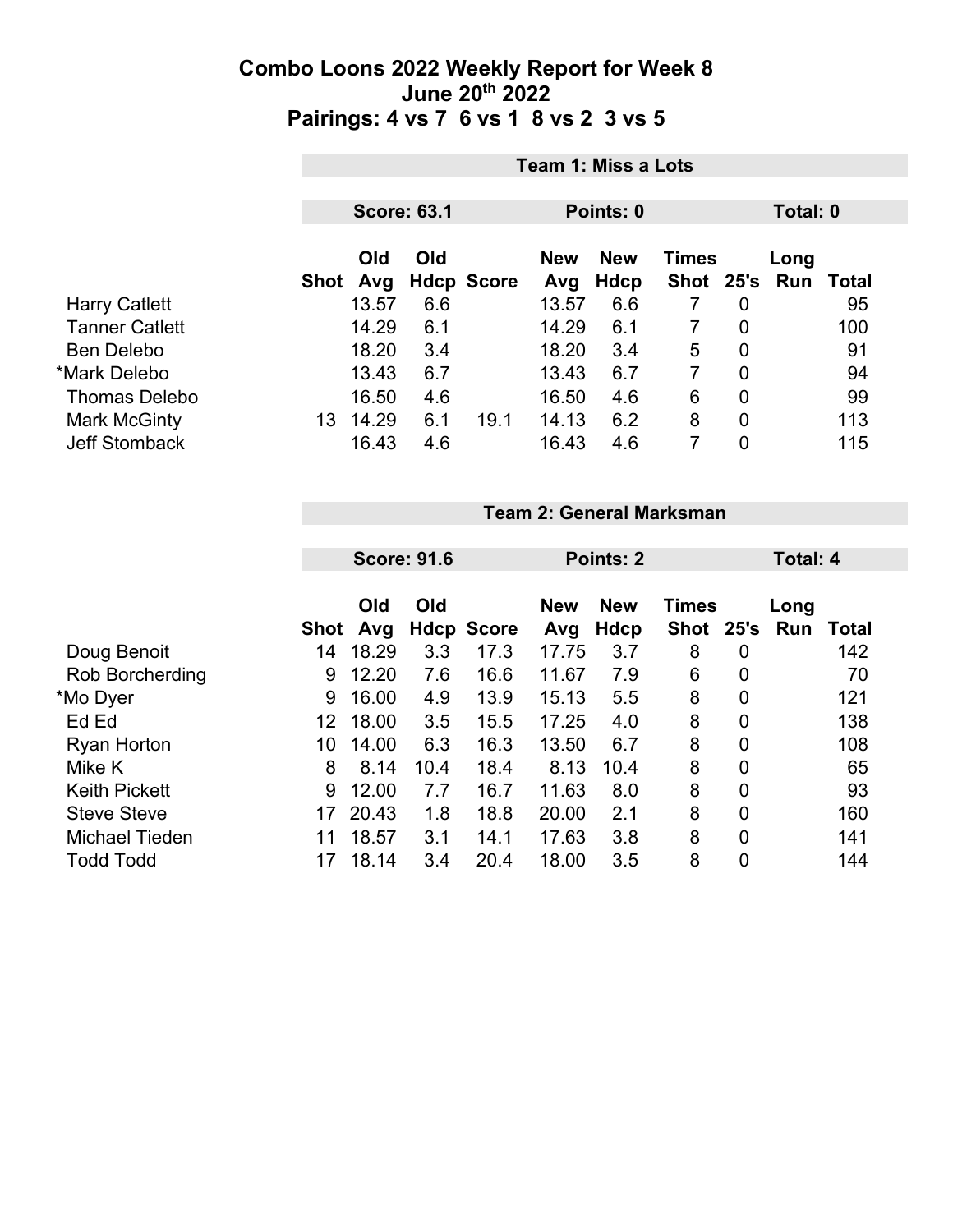# Combo Loons 2022 Weekly Report for Week 8
## June 20th 2022
## Pairings: 4 vs 7  6 vs 1  8 vs 2  3 vs 5

### Team 1: Miss a Lots

**Score: 63.1** | **Points: 0** | **Total: 0**

| | Shot | Old Avg | Old Hdcp | Score | New Avg | New Hdcp | Times Shot | 25's | Long Run | Total |
|---|---|---|---|---|---|---|---|---|---|---|
| Harry Catlett | | 13.57 | 6.6 | | 13.57 | 6.6 | 7 | 0 | | 95 |
| Tanner Catlett | | 14.29 | 6.1 | | 14.29 | 6.1 | 7 | 0 | | 100 |
| Ben Delebo | | 18.20 | 3.4 | | 18.20 | 3.4 | 5 | 0 | | 91 |
| *Mark Delebo | | 13.43 | 6.7 | | 13.43 | 6.7 | 7 | 0 | | 94 |
| Thomas Delebo | | 16.50 | 4.6 | | 16.50 | 4.6 | 6 | 0 | | 99 |
| Mark McGinty | 13 | 14.29 | 6.1 | 19.1 | 14.13 | 6.2 | 8 | 0 | | 113 |
| Jeff Stomback | | 16.43 | 4.6 | | 16.43 | 4.6 | 7 | 0 | | 115 |

### Team 2: General Marksman

**Score: 91.6** | **Points: 2** | **Total: 4**

| | Shot | Old Avg | Old Hdcp | Score | New Avg | New Hdcp | Times Shot | 25's | Long Run | Total |
|---|---|---|---|---|---|---|---|---|---|---|
| Doug Benoit | 14 | 18.29 | 3.3 | 17.3 | 17.75 | 3.7 | 8 | 0 | | 142 |
| Rob Borcherding | 9 | 12.20 | 7.6 | 16.6 | 11.67 | 7.9 | 6 | 0 | | 70 |
| *Mo Dyer | 9 | 16.00 | 4.9 | 13.9 | 15.13 | 5.5 | 8 | 0 | | 121 |
| Ed Ed | 12 | 18.00 | 3.5 | 15.5 | 17.25 | 4.0 | 8 | 0 | | 138 |
| Ryan Horton | 10 | 14.00 | 6.3 | 16.3 | 13.50 | 6.7 | 8 | 0 | | 108 |
| Mike K | 8 | 8.14 | 10.4 | 18.4 | 8.13 | 10.4 | 8 | 0 | | 65 |
| Keith Pickett | 9 | 12.00 | 7.7 | 16.7 | 11.63 | 8.0 | 8 | 0 | | 93 |
| Steve Steve | 17 | 20.43 | 1.8 | 18.8 | 20.00 | 2.1 | 8 | 0 | | 160 |
| Michael Tieden | 11 | 18.57 | 3.1 | 14.1 | 17.63 | 3.8 | 8 | 0 | | 141 |
| Todd Todd | 17 | 18.14 | 3.4 | 20.4 | 18.00 | 3.5 | 8 | 0 | | 144 |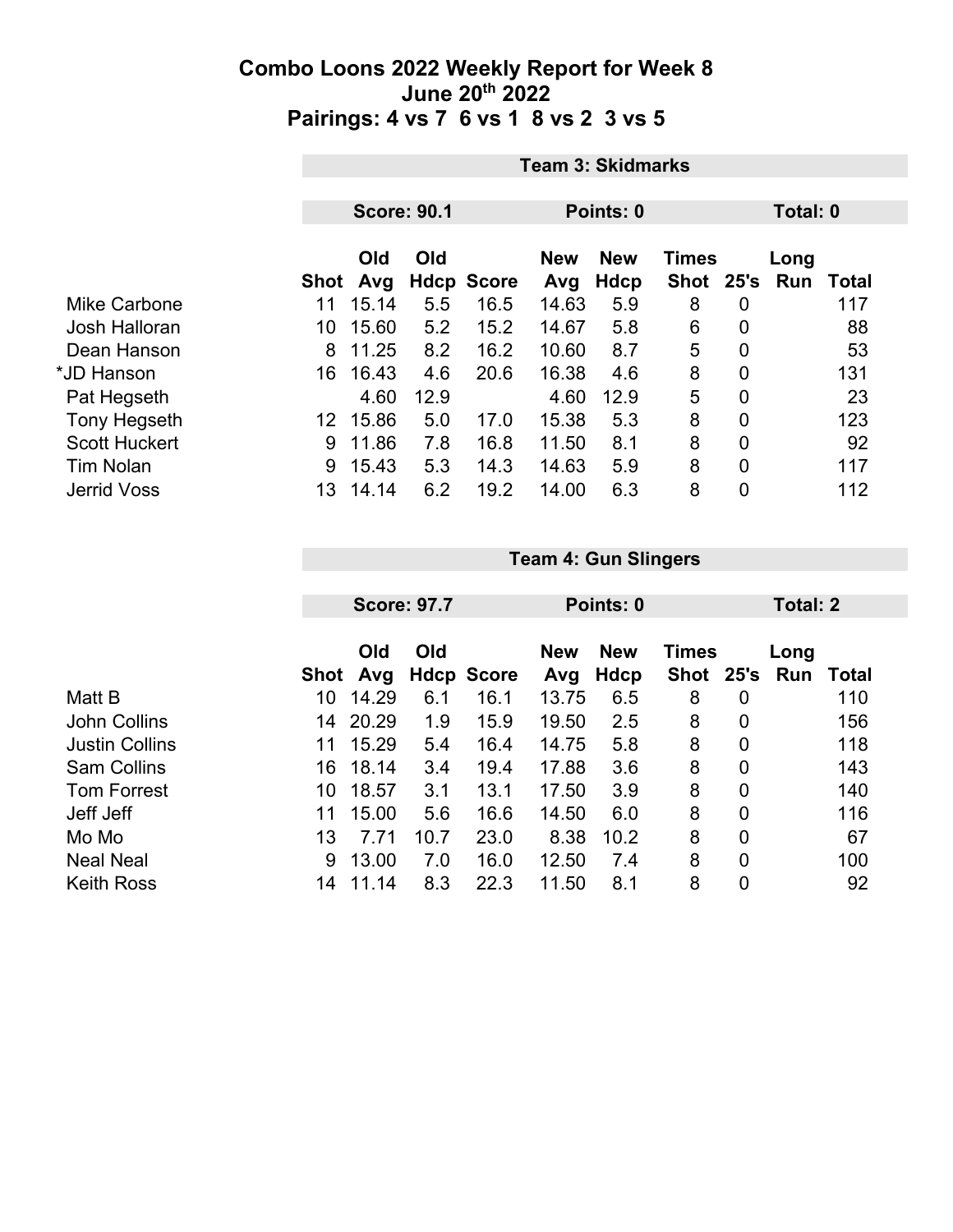# Combo Loons 2022 Weekly Report for Week 8
## June 20th 2022
## Pairings: 4 vs 7 6 vs 1 8 vs 2 3 vs 5

### Team 3: Skidmarks

**Score: 90.1** | **Points: 0** | **Total: 0**

| | Shot | Old Avg | Old Hdcp | Score | New Avg | New Hdcp | Times Shot | 25's | Long Run | Total |
|---|---|---|---|---|---|---|---|---|---|---|
| Mike Carbone | 11 | 15.14 | 5.5 | 16.5 | 14.63 | 5.9 | 8 | 0 | | 117 |
| Josh Halloran | 10 | 15.60 | 5.2 | 15.2 | 14.67 | 5.8 | 6 | 0 | | 88 |
| Dean Hanson | 8 | 11.25 | 8.2 | 16.2 | 10.60 | 8.7 | 5 | 0 | | 53 |
| *JD Hanson | 16 | 16.43 | 4.6 | 20.6 | 16.38 | 4.6 | 8 | 0 | | 131 |
| Pat Hegseth | | 4.60 | 12.9 | | 4.60 | 12.9 | 5 | 0 | | 23 |
| Tony Hegseth | 12 | 15.86 | 5.0 | 17.0 | 15.38 | 5.3 | 8 | 0 | | 123 |
| Scott Huckert | 9 | 11.86 | 7.8 | 16.8 | 11.50 | 8.1 | 8 | 0 | | 92 |
| Tim Nolan | 9 | 15.43 | 5.3 | 14.3 | 14.63 | 5.9 | 8 | 0 | | 117 |
| Jerrid Voss | 13 | 14.14 | 6.2 | 19.2 | 14.00 | 6.3 | 8 | 0 | | 112 |

### Team 4: Gun Slingers

**Score: 97.7** | **Points: 0** | **Total: 2**

| | Shot | Old Avg | Old Hdcp | Score | New Avg | New Hdcp | Times Shot | 25's | Long Run | Total |
|---|---|---|---|---|---|---|---|---|---|---|
| Matt B | 10 | 14.29 | 6.1 | 16.1 | 13.75 | 6.5 | 8 | 0 | | 110 |
| John Collins | 14 | 20.29 | 1.9 | 15.9 | 19.50 | 2.5 | 8 | 0 | | 156 |
| Justin Collins | 11 | 15.29 | 5.4 | 16.4 | 14.75 | 5.8 | 8 | 0 | | 118 |
| Sam Collins | 16 | 18.14 | 3.4 | 19.4 | 17.88 | 3.6 | 8 | 0 | | 143 |
| Tom Forrest | 10 | 18.57 | 3.1 | 13.1 | 17.50 | 3.9 | 8 | 0 | | 140 |
| Jeff Jeff | 11 | 15.00 | 5.6 | 16.6 | 14.50 | 6.0 | 8 | 0 | | 116 |
| Mo Mo | 13 | 7.71 | 10.7 | 23.0 | 8.38 | 10.2 | 8 | 0 | | 67 |
| Neal Neal | 9 | 13.00 | 7.0 | 16.0 | 12.50 | 7.4 | 8 | 0 | | 100 |
| Keith Ross | 14 | 11.14 | 8.3 | 22.3 | 11.50 | 8.1 | 8 | 0 | | 92 |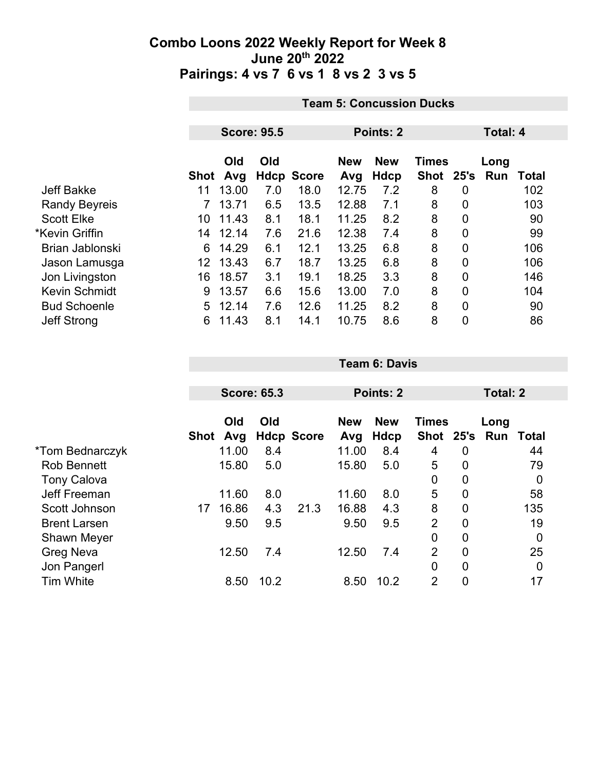# Combo Loons 2022 Weekly Report for Week 8
## June 20th 2022
## Pairings: 4 vs 7 6 vs 1 8 vs 2 3 vs 5

### Team 5: Concussion Ducks

**Score: 95.5** | **Points: 2** | **Total: 4**

| | Shot | Old Avg | Old Hdcp | Score | New Avg | New Hdcp | Times Shot | 25's | Long Run | Total |
|---|---|---|---|---|---|---|---|---|---|---|
| Jeff Bakke | 11 | 13.00 | 7.0 | 18.0 | 12.75 | 7.2 | 8 | 0 | | 102 |
| Randy Beyreis | 7 | 13.71 | 6.5 | 13.5 | 12.88 | 7.1 | 8 | 0 | | 103 |
| Scott Elke | 10 | 11.43 | 8.1 | 18.1 | 11.25 | 8.2 | 8 | 0 | | 90 |
| *Kevin Griffin | 14 | 12.14 | 7.6 | 21.6 | 12.38 | 7.4 | 8 | 0 | | 99 |
| Brian Jablonski | 6 | 14.29 | 6.1 | 12.1 | 13.25 | 6.8 | 8 | 0 | | 106 |
| Jason Lamusga | 12 | 13.43 | 6.7 | 18.7 | 13.25 | 6.8 | 8 | 0 | | 106 |
| Jon Livingston | 16 | 18.57 | 3.1 | 19.1 | 18.25 | 3.3 | 8 | 0 | | 146 |
| Kevin Schmidt | 9 | 13.57 | 6.6 | 15.6 | 13.00 | 7.0 | 8 | 0 | | 104 |
| Bud Schoenle | 5 | 12.14 | 7.6 | 12.6 | 11.25 | 8.2 | 8 | 0 | | 90 |
| Jeff Strong | 6 | 11.43 | 8.1 | 14.1 | 10.75 | 8.6 | 8 | 0 | | 86 |

### Team 6: Davis

**Score: 65.3** | **Points: 2** | **Total: 2**

| | Shot | Old Avg | Old Hdcp | Score | New Avg | New Hdcp | Times Shot | 25's | Long Run | Total |
|---|---|---|---|---|---|---|---|---|---|---|
| *Tom Bednarczyk | | 11.00 | 8.4 | | 11.00 | 8.4 | 4 | 0 | | 44 |
| Rob Bennett | | 15.80 | 5.0 | | 15.80 | 5.0 | 5 | 0 | | 79 |
| Tony Calova | | | | | | | 0 | 0 | | 0 |
| Jeff Freeman | | 11.60 | 8.0 | | 11.60 | 8.0 | 5 | 0 | | 58 |
| Scott Johnson | 17 | 16.86 | 4.3 | 21.3 | 16.88 | 4.3 | 8 | 0 | | 135 |
| Brent Larsen | | 9.50 | 9.5 | | 9.50 | 9.5 | 2 | 0 | | 19 |
| Shawn Meyer | | | | | | | 0 | 0 | | 0 |
| Greg Neva | | 12.50 | 7.4 | | 12.50 | 7.4 | 2 | 0 | | 25 |
| Jon Pangerl | | | | | | | 0 | 0 | | 0 |
| Tim White | | 8.50 | 10.2 | | 8.50 | 10.2 | 2 | 0 | | 17 |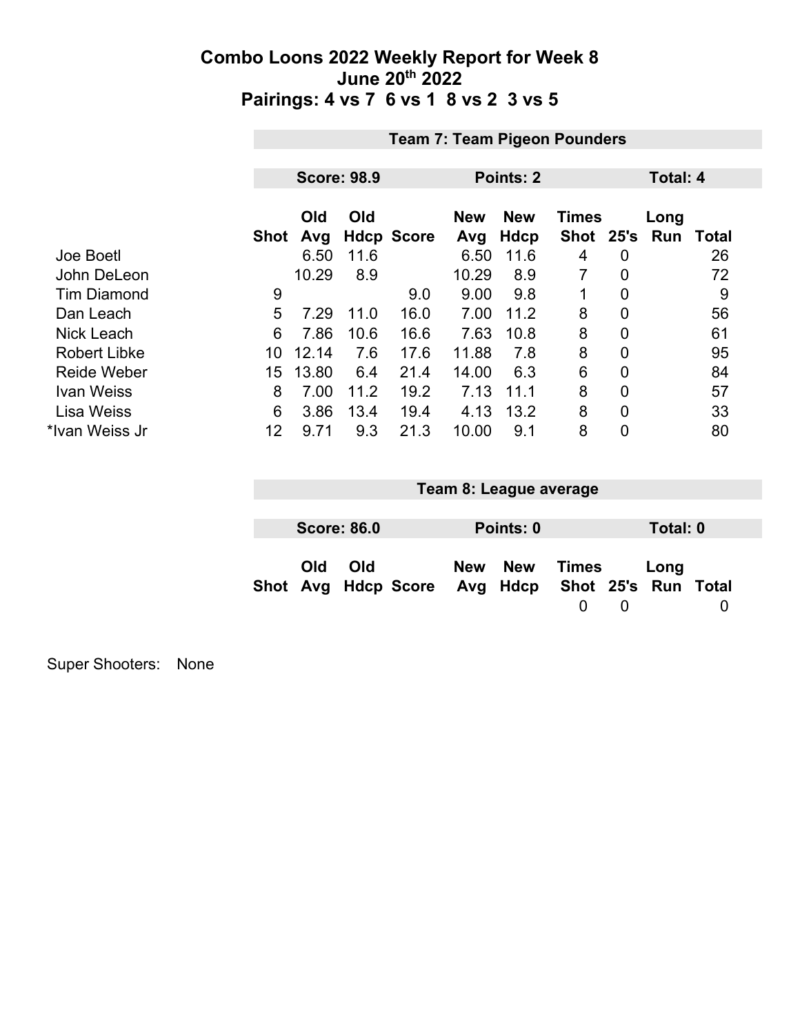# Combo Loons 2022 Weekly Report for Week 8
## June 20th 2022
## Pairings: 4 vs 7  6 vs 1  8 vs 2  3 vs 5

### Team 7: Team Pigeon Pounders

**Score: 98.9** | **Points: 2** | **Total: 4**

| | Shot | Old Avg | Old Hdcp | Score | New Avg | New Hdcp | Times Shot | 25's | Long Run | Total |
|---|---|---|---|---|---|---|---|---|---|---|
| Joe Boetl | | 6.50 | 11.6 | | 6.50 | 11.6 | 4 | 0 | | 26 |
| John DeLeon | | 10.29 | 8.9 | | 10.29 | 8.9 | 7 | 0 | | 72 |
| Tim Diamond | 9 | | | 9.0 | 9.00 | 9.8 | 1 | 0 | | 9 |
| Dan Leach | 5 | 7.29 | 11.0 | 16.0 | 7.00 | 11.2 | 8 | 0 | | 56 |
| Nick Leach | 6 | 7.86 | 10.6 | 16.6 | 7.63 | 10.8 | 8 | 0 | | 61 |
| Robert Libke | 10 | 12.14 | 7.6 | 17.6 | 11.88 | 7.8 | 8 | 0 | | 95 |
| Reide Weber | 15 | 13.80 | 6.4 | 21.4 | 14.00 | 6.3 | 6 | 0 | | 84 |
| Ivan Weiss | 8 | 7.00 | 11.2 | 19.2 | 7.13 | 11.1 | 8 | 0 | | 57 |
| Lisa Weiss | 6 | 3.86 | 13.4 | 19.4 | 4.13 | 13.2 | 8 | 0 | | 33 |
| *Ivan Weiss Jr | 12 | 9.71 | 9.3 | 21.3 | 10.00 | 9.1 | 8 | 0 | | 80 |

### Team 8: League average

**Score: 86.0** | **Points: 0** | **Total: 0**

| | Shot | Old Avg | Old Hdcp | Score | New Avg | New Hdcp | Times Shot | 25's | Long Run | Total |
|---|---|---|---|---|---|---|---|---|---|---|
| | | | | | | | 0 | 0 | | 0 |

Super Shooters: None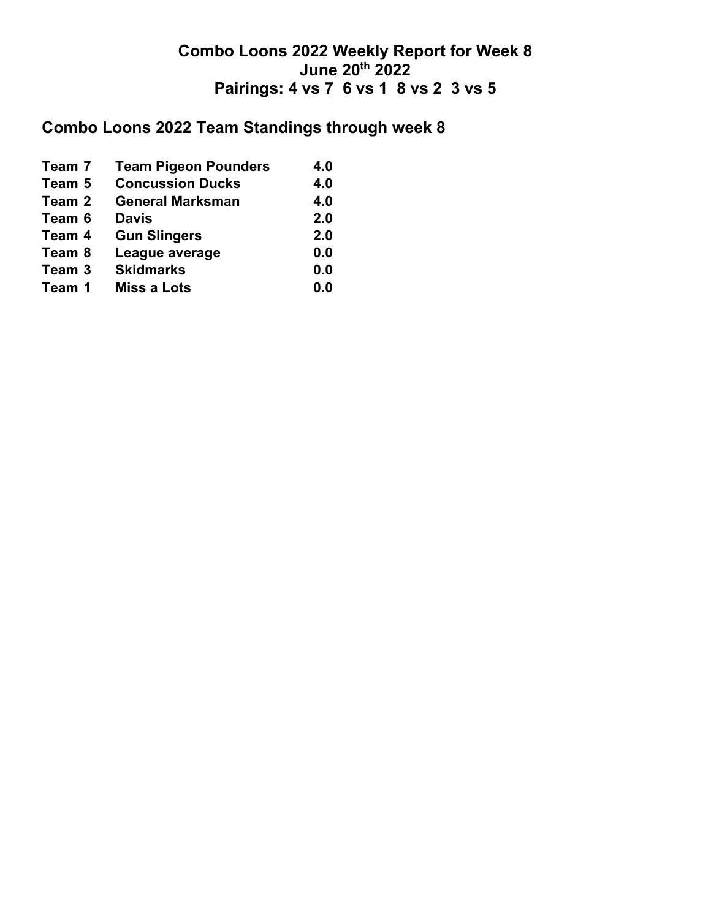# Combo Loons 2022 Weekly Report for Week 8
## June 20th 2022
## Pairings: 4 vs 7  6 vs 1  8 vs 2  3 vs 5

## Combo Loons 2022 Team Standings through week 8

| | | |
|---|---|---|
| Team 7 | Team Pigeon Pounders | 4.0 |
| Team 5 | Concussion Ducks | 4.0 |
| Team 2 | General Marksman | 4.0 |
| Team 6 | Davis | 2.0 |
| Team 4 | Gun Slingers | 2.0 |
| Team 8 | League average | 0.0 |
| Team 3 | Skidmarks | 0.0 |
| Team 1 | Miss a Lots | 0.0 |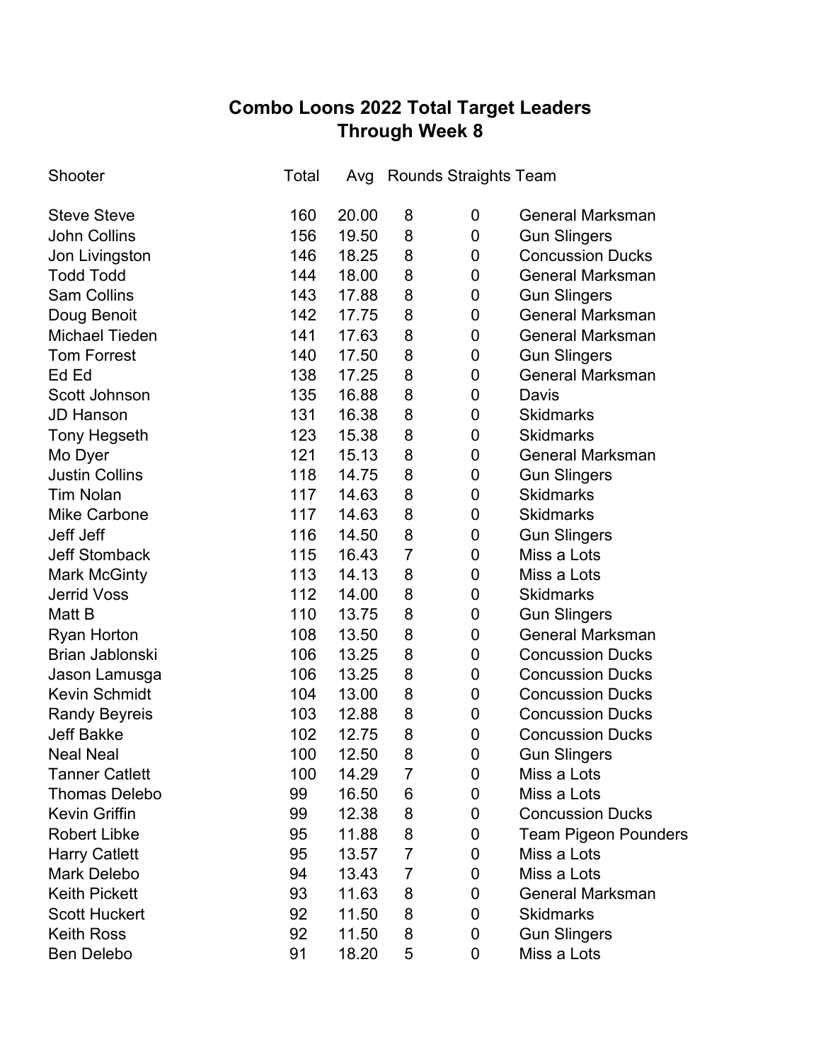# Combo Loons 2022 Total Target Leaders
## Through Week 8

| Shooter | Total | Avg | Rounds | Straights | Team |
|---|---|---|---|---|---|
| Steve Steve | 160 | 20.00 | 8 | 0 | General Marksman |
| John Collins | 156 | 19.50 | 8 | 0 | Gun Slingers |
| Jon Livingston | 146 | 18.25 | 8 | 0 | Concussion Ducks |
| Todd Todd | 144 | 18.00 | 8 | 0 | General Marksman |
| Sam Collins | 143 | 17.88 | 8 | 0 | Gun Slingers |
| Doug Benoit | 142 | 17.75 | 8 | 0 | General Marksman |
| Michael Tieden | 141 | 17.63 | 8 | 0 | General Marksman |
| Tom Forrest | 140 | 17.50 | 8 | 0 | Gun Slingers |
| Ed Ed | 138 | 17.25 | 8 | 0 | General Marksman |
| Scott Johnson | 135 | 16.88 | 8 | 0 | Davis |
| JD Hanson | 131 | 16.38 | 8 | 0 | Skidmarks |
| Tony Hegseth | 123 | 15.38 | 8 | 0 | Skidmarks |
| Mo Dyer | 121 | 15.13 | 8 | 0 | General Marksman |
| Justin Collins | 118 | 14.75 | 8 | 0 | Gun Slingers |
| Tim Nolan | 117 | 14.63 | 8 | 0 | Skidmarks |
| Mike Carbone | 117 | 14.63 | 8 | 0 | Skidmarks |
| Jeff Jeff | 116 | 14.50 | 8 | 0 | Gun Slingers |
| Jeff Stomback | 115 | 16.43 | 7 | 0 | Miss a Lots |
| Mark McGinty | 113 | 14.13 | 8 | 0 | Miss a Lots |
| Jerrid Voss | 112 | 14.00 | 8 | 0 | Skidmarks |
| Matt B | 110 | 13.75 | 8 | 0 | Gun Slingers |
| Ryan Horton | 108 | 13.50 | 8 | 0 | General Marksman |
| Brian Jablonski | 106 | 13.25 | 8 | 0 | Concussion Ducks |
| Jason Lamusga | 106 | 13.25 | 8 | 0 | Concussion Ducks |
| Kevin Schmidt | 104 | 13.00 | 8 | 0 | Concussion Ducks |
| Randy Beyreis | 103 | 12.88 | 8 | 0 | Concussion Ducks |
| Jeff Bakke | 102 | 12.75 | 8 | 0 | Concussion Ducks |
| Neal Neal | 100 | 12.50 | 8 | 0 | Gun Slingers |
| Tanner Catlett | 100 | 14.29 | 7 | 0 | Miss a Lots |
| Thomas Delebo | 99 | 16.50 | 6 | 0 | Miss a Lots |
| Kevin Griffin | 99 | 12.38 | 8 | 0 | Concussion Ducks |
| Robert Libke | 95 | 11.88 | 8 | 0 | Team Pigeon Pounders |
| Harry Catlett | 95 | 13.57 | 7 | 0 | Miss a Lots |
| Mark Delebo | 94 | 13.43 | 7 | 0 | Miss a Lots |
| Keith Pickett | 93 | 11.63 | 8 | 0 | General Marksman |
| Scott Huckert | 92 | 11.50 | 8 | 0 | Skidmarks |
| Keith Ross | 92 | 11.50 | 8 | 0 | Gun Slingers |
| Ben Delebo | 91 | 18.20 | 5 | 0 | Miss a Lots |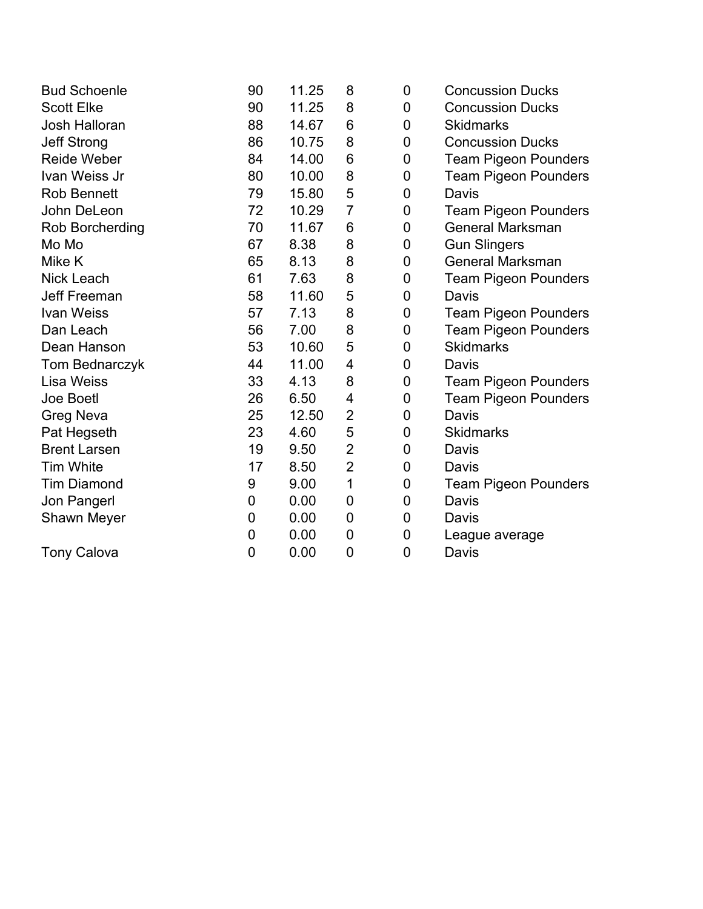| | | | | | |
|---|---|---|---|---|---|
| Bud Schoenle | 90 | 11.25 | 8 | 0 | Concussion Ducks |
| Scott Elke | 90 | 11.25 | 8 | 0 | Concussion Ducks |
| Josh Halloran | 88 | 14.67 | 6 | 0 | Skidmarks |
| Jeff Strong | 86 | 10.75 | 8 | 0 | Concussion Ducks |
| Reide Weber | 84 | 14.00 | 6 | 0 | Team Pigeon Pounders |
| Ivan Weiss Jr | 80 | 10.00 | 8 | 0 | Team Pigeon Pounders |
| Rob Bennett | 79 | 15.80 | 5 | 0 | Davis |
| John DeLeon | 72 | 10.29 | 7 | 0 | Team Pigeon Pounders |
| Rob Borcherding | 70 | 11.67 | 6 | 0 | General Marksman |
| Mo Mo | 67 | 8.38 | 8 | 0 | Gun Slingers |
| Mike K | 65 | 8.13 | 8 | 0 | General Marksman |
| Nick Leach | 61 | 7.63 | 8 | 0 | Team Pigeon Pounders |
| Jeff Freeman | 58 | 11.60 | 5 | 0 | Davis |
| Ivan Weiss | 57 | 7.13 | 8 | 0 | Team Pigeon Pounders |
| Dan Leach | 56 | 7.00 | 8 | 0 | Team Pigeon Pounders |
| Dean Hanson | 53 | 10.60 | 5 | 0 | Skidmarks |
| Tom Bednarczyk | 44 | 11.00 | 4 | 0 | Davis |
| Lisa Weiss | 33 | 4.13 | 8 | 0 | Team Pigeon Pounders |
| Joe Boetl | 26 | 6.50 | 4 | 0 | Team Pigeon Pounders |
| Greg Neva | 25 | 12.50 | 2 | 0 | Davis |
| Pat Hegseth | 23 | 4.60 | 5 | 0 | Skidmarks |
| Brent Larsen | 19 | 9.50 | 2 | 0 | Davis |
| Tim White | 17 | 8.50 | 2 | 0 | Davis |
| Tim Diamond | 9 | 9.00 | 1 | 0 | Team Pigeon Pounders |
| Jon Pangerl | 0 | 0.00 | 0 | 0 | Davis |
| Shawn Meyer | 0 | 0.00 | 0 | 0 | Davis |
| | 0 | 0.00 | 0 | 0 | League average |
| Tony Calova | 0 | 0.00 | 0 | 0 | Davis |